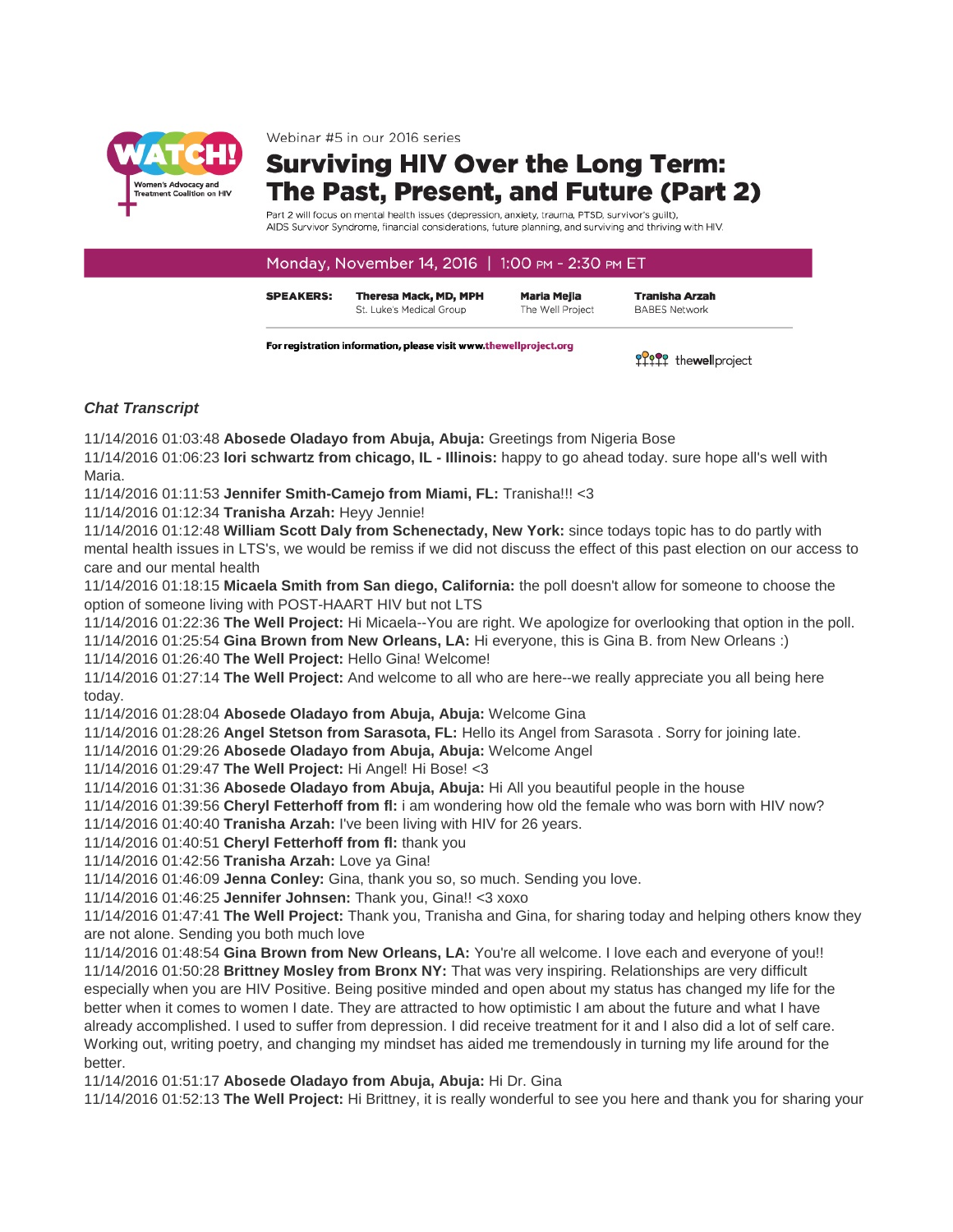WATCH! Women's Advocacy and Treatment Coalition on HIV

Webinar #5 in our 2016 series

# Surviving HIV Over the Long Term: The Past, Present, and Future (Part 2)

Part 2 will focus on mental health issues (depression, anxiety, trauma, PTSD, survivor's guilt), AIDS Survivor Syndrome, financial considerations, future planning, and surviving and thriving with HIV.

**Monday, November 14, 2016 | 1:00 PM - 2:30 PM ET**

**SPEAKERS:** **Theresa Mack, MD, MPH** St. Luke's Medical Group | **Maria Mejia** The Well Project | **Tranisha Arzah** BABES Network

**For registration information, please visit www.thewellproject.org**

thewellproject

### *Chat Transcript*

11/14/2016 01:03:48 **Abosede Oladayo from Abuja, Abuja:** Greetings from Nigeria Bose

11/14/2016 01:06:23 **lori schwartz from chicago, IL - Illinois:** happy to go ahead today. sure hope all's well with Maria.

11/14/2016 01:11:53 **Jennifer Smith-Camejo from Miami, FL:** Tranisha!!! <3

11/14/2016 01:12:34 **Tranisha Arzah:** Heyy Jennie!

11/14/2016 01:12:48 **William Scott Daly from Schenectady, New York:** since todays topic has to do partly with mental health issues in LTS's, we would be remiss if we did not discuss the effect of this past election on our access to care and our mental health

11/14/2016 01:18:15 **Micaela Smith from San diego, California:** the poll doesn't allow for someone to choose the option of someone living with POST-HAART HIV but not LTS

11/14/2016 01:22:36 **The Well Project:** Hi Micaela--You are right. We apologize for overlooking that option in the poll.

11/14/2016 01:25:54 **Gina Brown from New Orleans, LA:** Hi everyone, this is Gina B. from New Orleans :)

11/14/2016 01:26:40 **The Well Project:** Hello Gina! Welcome!

11/14/2016 01:27:14 **The Well Project:** And welcome to all who are here--we really appreciate you all being here today.

11/14/2016 01:28:04 **Abosede Oladayo from Abuja, Abuja:** Welcome Gina

11/14/2016 01:28:26 **Angel Stetson from Sarasota, FL:** Hello its Angel from Sarasota . Sorry for joining late.

11/14/2016 01:29:26 **Abosede Oladayo from Abuja, Abuja:** Welcome Angel

11/14/2016 01:29:47 **The Well Project:** Hi Angel! Hi Bose! <3

11/14/2016 01:31:36 **Abosede Oladayo from Abuja, Abuja:** Hi All you beautiful people in the house

11/14/2016 01:39:56 **Cheryl Fetterhoff from fl:** i am wondering how old the female who was born with HIV now?

11/14/2016 01:40:40 **Tranisha Arzah:** I've been living with HIV for 26 years.

11/14/2016 01:40:51 **Cheryl Fetterhoff from fl:** thank you

11/14/2016 01:42:56 **Tranisha Arzah:** Love ya Gina!

11/14/2016 01:46:09 **Jenna Conley:** Gina, thank you so, so much. Sending you love.

11/14/2016 01:46:25 **Jennifer Johnsen:** Thank you, Gina!! <3 xoxo

11/14/2016 01:47:41 **The Well Project:** Thank you, Tranisha and Gina, for sharing today and helping others know they are not alone. Sending you both much love

11/14/2016 01:48:54 **Gina Brown from New Orleans, LA:** You're all welcome. I love each and everyone of you!!

11/14/2016 01:50:28 **Brittney Mosley from Bronx NY:** That was very inspiring. Relationships are very difficult especially when you are HIV Positive. Being positive minded and open about my status has changed my life for the better when it comes to women I date. They are attracted to how optimistic I am about the future and what I have already accomplished. I used to suffer from depression. I did receive treatment for it and I also did a lot of self care. Working out, writing poetry, and changing my mindset has aided me tremendously in turning my life around for the better.

11/14/2016 01:51:17 **Abosede Oladayo from Abuja, Abuja:** Hi Dr. Gina

11/14/2016 01:52:13 **The Well Project:** Hi Brittney, it is really wonderful to see you here and thank you for sharing your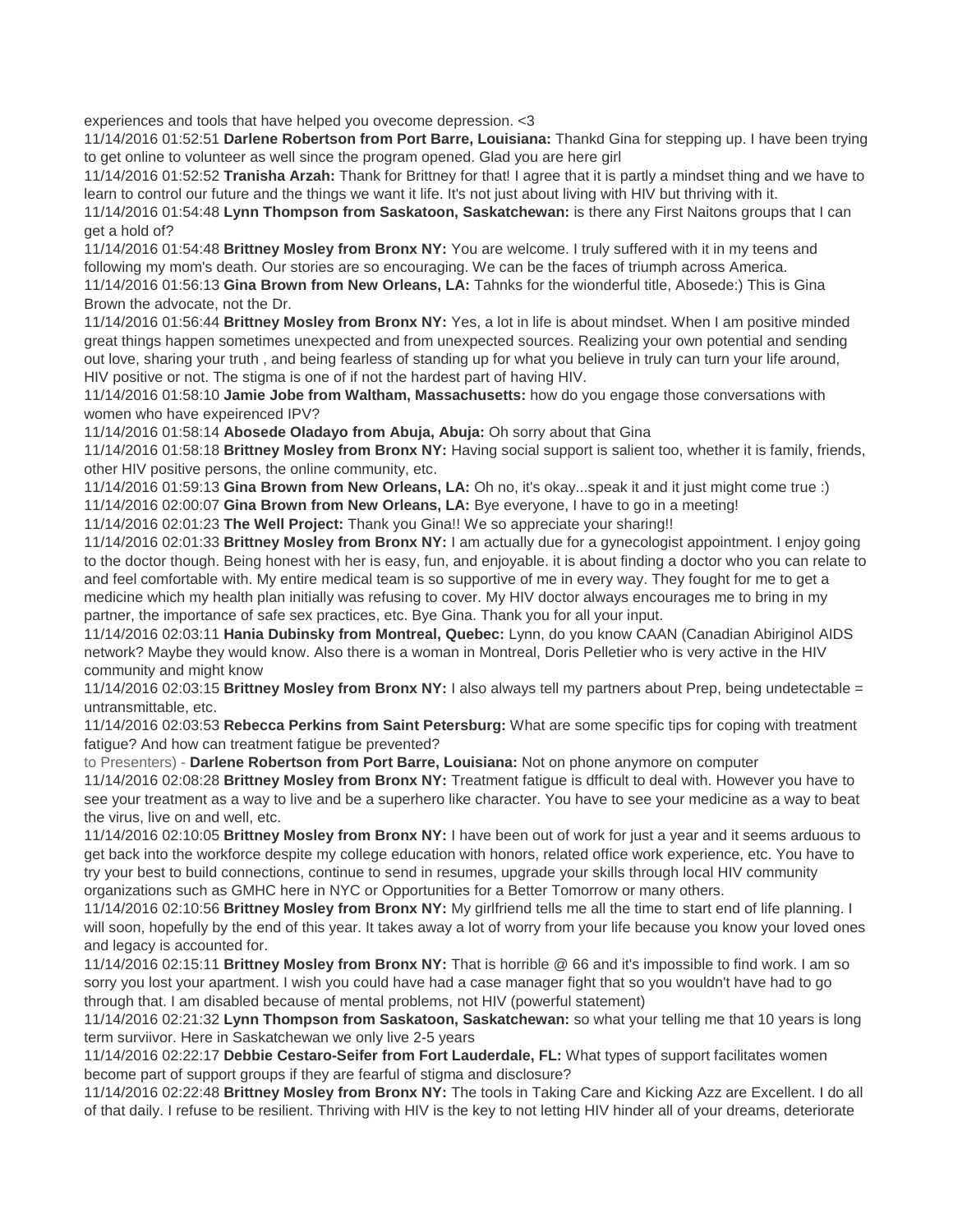experiences and tools that have helped you ovecome depression. <3

11/14/2016 01:52:51 **Darlene Robertson from Port Barre, Louisiana:** Thankd Gina for stepping up. I have been trying to get online to volunteer as well since the program opened. Glad you are here girl

11/14/2016 01:52:52 **Tranisha Arzah:** Thank for Brittney for that! I agree that it is partly a mindset thing and we have to learn to control our future and the things we want it life. It's not just about living with HIV but thriving with it.

11/14/2016 01:54:48 **Lynn Thompson from Saskatoon, Saskatchewan:** is there any First Naitons groups that I can get a hold of?

11/14/2016 01:54:48 **Brittney Mosley from Bronx NY:** You are welcome. I truly suffered with it in my teens and following my mom's death. Our stories are so encouraging. We can be the faces of triumph across America.

11/14/2016 01:56:13 **Gina Brown from New Orleans, LA:** Tahnks for the wionderful title, Abosede:) This is Gina Brown the advocate, not the Dr.

11/14/2016 01:56:44 **Brittney Mosley from Bronx NY:** Yes, a lot in life is about mindset. When I am positive minded great things happen sometimes unexpected and from unexpected sources. Realizing your own potential and sending out love, sharing your truth , and being fearless of standing up for what you believe in truly can turn your life around, HIV positive or not. The stigma is one of if not the hardest part of having HIV.

11/14/2016 01:58:10 **Jamie Jobe from Waltham, Massachusetts:** how do you engage those conversations with women who have expeirenced IPV?

11/14/2016 01:58:14 **Abosede Oladayo from Abuja, Abuja:** Oh sorry about that Gina

11/14/2016 01:58:18 **Brittney Mosley from Bronx NY:** Having social support is salient too, whether it is family, friends, other HIV positive persons, the online community, etc.

11/14/2016 01:59:13 **Gina Brown from New Orleans, LA:** Oh no, it's okay...speak it and it just might come true :)

11/14/2016 02:00:07 **Gina Brown from New Orleans, LA:** Bye everyone, I have to go in a meeting!

11/14/2016 02:01:23 **The Well Project:** Thank you Gina!! We so appreciate your sharing!!

11/14/2016 02:01:33 **Brittney Mosley from Bronx NY:** I am actually due for a gynecologist appointment. I enjoy going to the doctor though. Being honest with her is easy, fun, and enjoyable. it is about finding a doctor who you can relate to and feel comfortable with. My entire medical team is so supportive of me in every way. They fought for me to get a medicine which my health plan initially was refusing to cover. My HIV doctor always encourages me to bring in my partner, the importance of safe sex practices, etc. Bye Gina. Thank you for all your input.

11/14/2016 02:03:11 **Hania Dubinsky from Montreal, Quebec:** Lynn, do you know CAAN (Canadian Abiriginol AIDS network? Maybe they would know. Also there is a woman in Montreal, Doris Pelletier who is very active in the HIV community and might know

11/14/2016 02:03:15 **Brittney Mosley from Bronx NY:** I also always tell my partners about Prep, being undetectable = untransmittable, etc.

11/14/2016 02:03:53 **Rebecca Perkins from Saint Petersburg:** What are some specific tips for coping with treatment fatigue? And how can treatment fatigue be prevented?

to Presenters) - **Darlene Robertson from Port Barre, Louisiana:** Not on phone anymore on computer

11/14/2016 02:08:28 **Brittney Mosley from Bronx NY:** Treatment fatigue is dfficult to deal with. However you have to see your treatment as a way to live and be a superhero like character. You have to see your medicine as a way to beat the virus, live on and well, etc.

11/14/2016 02:10:05 **Brittney Mosley from Bronx NY:** I have been out of work for just a year and it seems arduous to get back into the workforce despite my college education with honors, related office work experience, etc. You have to try your best to build connections, continue to send in resumes, upgrade your skills through local HIV community organizations such as GMHC here in NYC or Opportunities for a Better Tomorrow or many others.

11/14/2016 02:10:56 **Brittney Mosley from Bronx NY:** My girlfriend tells me all the time to start end of life planning. I will soon, hopefully by the end of this year. It takes away a lot of worry from your life because you know your loved ones and legacy is accounted for.

11/14/2016 02:15:11 **Brittney Mosley from Bronx NY:** That is horrible @ 66 and it's impossible to find work. I am so sorry you lost your apartment. I wish you could have had a case manager fight that so you wouldn't have had to go through that. I am disabled because of mental problems, not HIV (powerful statement)

11/14/2016 02:21:32 **Lynn Thompson from Saskatoon, Saskatchewan:** so what your telling me that 10 years is long term surviivor. Here in Saskatchewan we only live 2-5 years

11/14/2016 02:22:17 **Debbie Cestaro-Seifer from Fort Lauderdale, FL:** What types of support facilitates women become part of support groups if they are fearful of stigma and disclosure?

11/14/2016 02:22:48 **Brittney Mosley from Bronx NY:** The tools in Taking Care and Kicking Azz are Excellent. I do all of that daily. I refuse to be resilient. Thriving with HIV is the key to not letting HIV hinder all of your dreams, deteriorate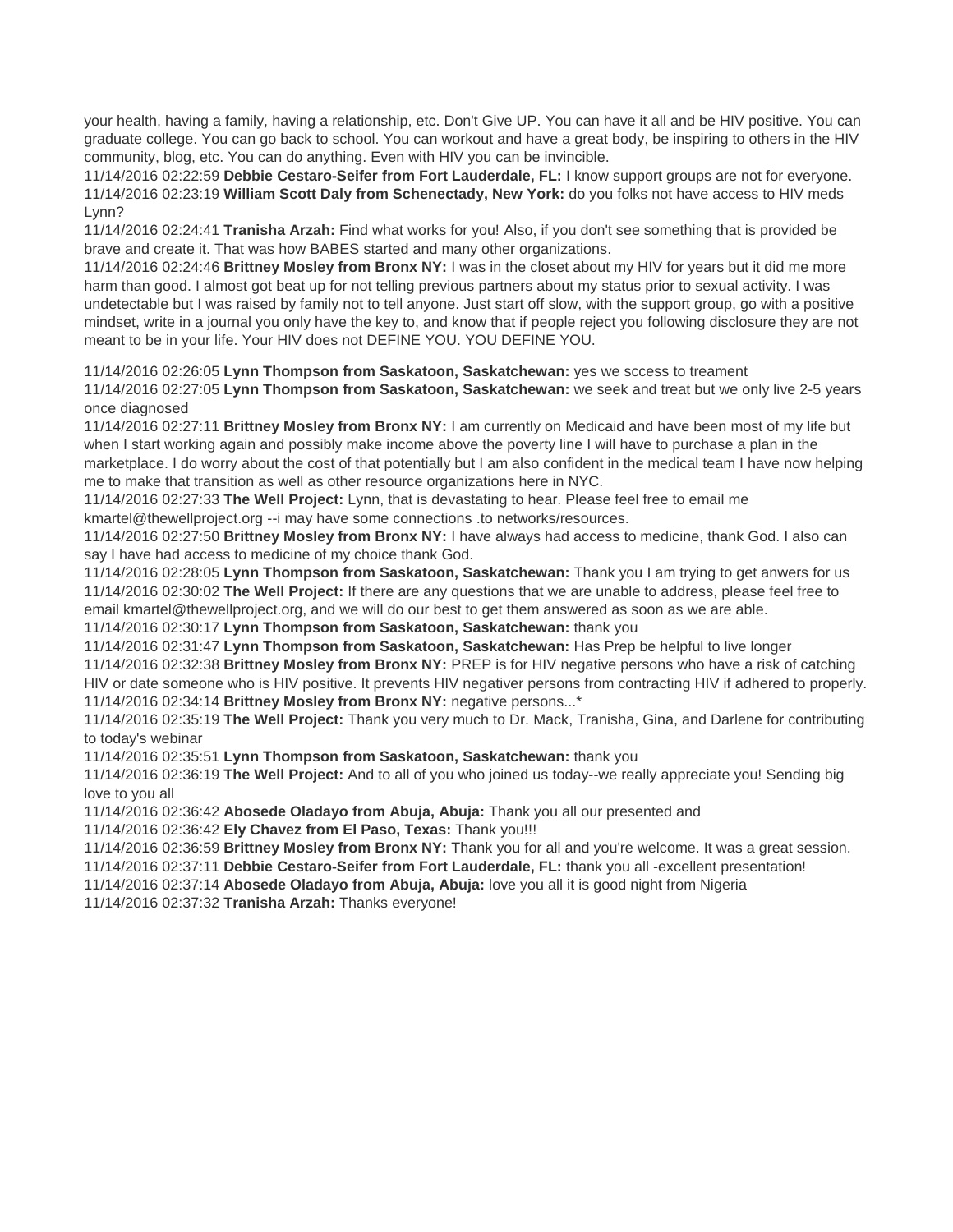your health, having a family, having a relationship, etc. Don't Give UP. You can have it all and be HIV positive. You can graduate college. You can go back to school. You can workout and have a great body, be inspiring to others in the HIV community, blog, etc. You can do anything. Even with HIV you can be invincible.

11/14/2016 02:22:59 **Debbie Cestaro-Seifer from Fort Lauderdale, FL:** I know support groups are not for everyone.

11/14/2016 02:23:19 **William Scott Daly from Schenectady, New York:** do you folks not have access to HIV meds Lynn?

11/14/2016 02:24:41 **Tranisha Arzah:** Find what works for you! Also, if you don't see something that is provided be brave and create it. That was how BABES started and many other organizations.

11/14/2016 02:24:46 **Brittney Mosley from Bronx NY:** I was in the closet about my HIV for years but it did me more harm than good. I almost got beat up for not telling previous partners about my status prior to sexual activity. I was undetectable but I was raised by family not to tell anyone. Just start off slow, with the support group, go with a positive mindset, write in a journal you only have the key to, and know that if people reject you following disclosure they are not meant to be in your life. Your HIV does not DEFINE YOU. YOU DEFINE YOU.

11/14/2016 02:26:05 **Lynn Thompson from Saskatoon, Saskatchewan:** yes we sccess to treament

11/14/2016 02:27:05 **Lynn Thompson from Saskatoon, Saskatchewan:** we seek and treat but we only live 2-5 years once diagnosed

11/14/2016 02:27:11 **Brittney Mosley from Bronx NY:** I am currently on Medicaid and have been most of my life but when I start working again and possibly make income above the poverty line I will have to purchase a plan in the marketplace. I do worry about the cost of that potentially but I am also confident in the medical team I have now helping me to make that transition as well as other resource organizations here in NYC.

11/14/2016 02:27:33 **The Well Project:** Lynn, that is devastating to hear. Please feel free to email me kmartel@thewellproject.org --i may have some connections .to networks/resources.

11/14/2016 02:27:50 **Brittney Mosley from Bronx NY:** I have always had access to medicine, thank God. I also can say I have had access to medicine of my choice thank God.

11/14/2016 02:28:05 **Lynn Thompson from Saskatoon, Saskatchewan:** Thank you I am trying to get anwers for us

11/14/2016 02:30:02 **The Well Project:** If there are any questions that we are unable to address, please feel free to email kmartel@thewellproject.org, and we will do our best to get them answered as soon as we are able.

11/14/2016 02:30:17 **Lynn Thompson from Saskatoon, Saskatchewan:** thank you

11/14/2016 02:31:47 **Lynn Thompson from Saskatoon, Saskatchewan:** Has Prep be helpful to live longer

11/14/2016 02:32:38 **Brittney Mosley from Bronx NY:** PREP is for HIV negative persons who have a risk of catching HIV or date someone who is HIV positive. It prevents HIV negativer persons from contracting HIV if adhered to properly.

11/14/2016 02:34:14 **Brittney Mosley from Bronx NY:** negative persons...*

11/14/2016 02:35:19 **The Well Project:** Thank you very much to Dr. Mack, Tranisha, Gina, and Darlene for contributing to today's webinar

11/14/2016 02:35:51 **Lynn Thompson from Saskatoon, Saskatchewan:** thank you

11/14/2016 02:36:19 **The Well Project:** And to all of you who joined us today--we really appreciate you! Sending big love to you all

11/14/2016 02:36:42 **Abosede Oladayo from Abuja, Abuja:** Thank you all our presented and

11/14/2016 02:36:42 **Ely Chavez from El Paso, Texas:** Thank you!!!

11/14/2016 02:36:59 **Brittney Mosley from Bronx NY:** Thank you for all and you're welcome. It was a great session.

11/14/2016 02:37:11 **Debbie Cestaro-Seifer from Fort Lauderdale, FL:** thank you all -excellent presentation!

11/14/2016 02:37:14 **Abosede Oladayo from Abuja, Abuja:** love you all it is good night from Nigeria

11/14/2016 02:37:32 **Tranisha Arzah:** Thanks everyone!